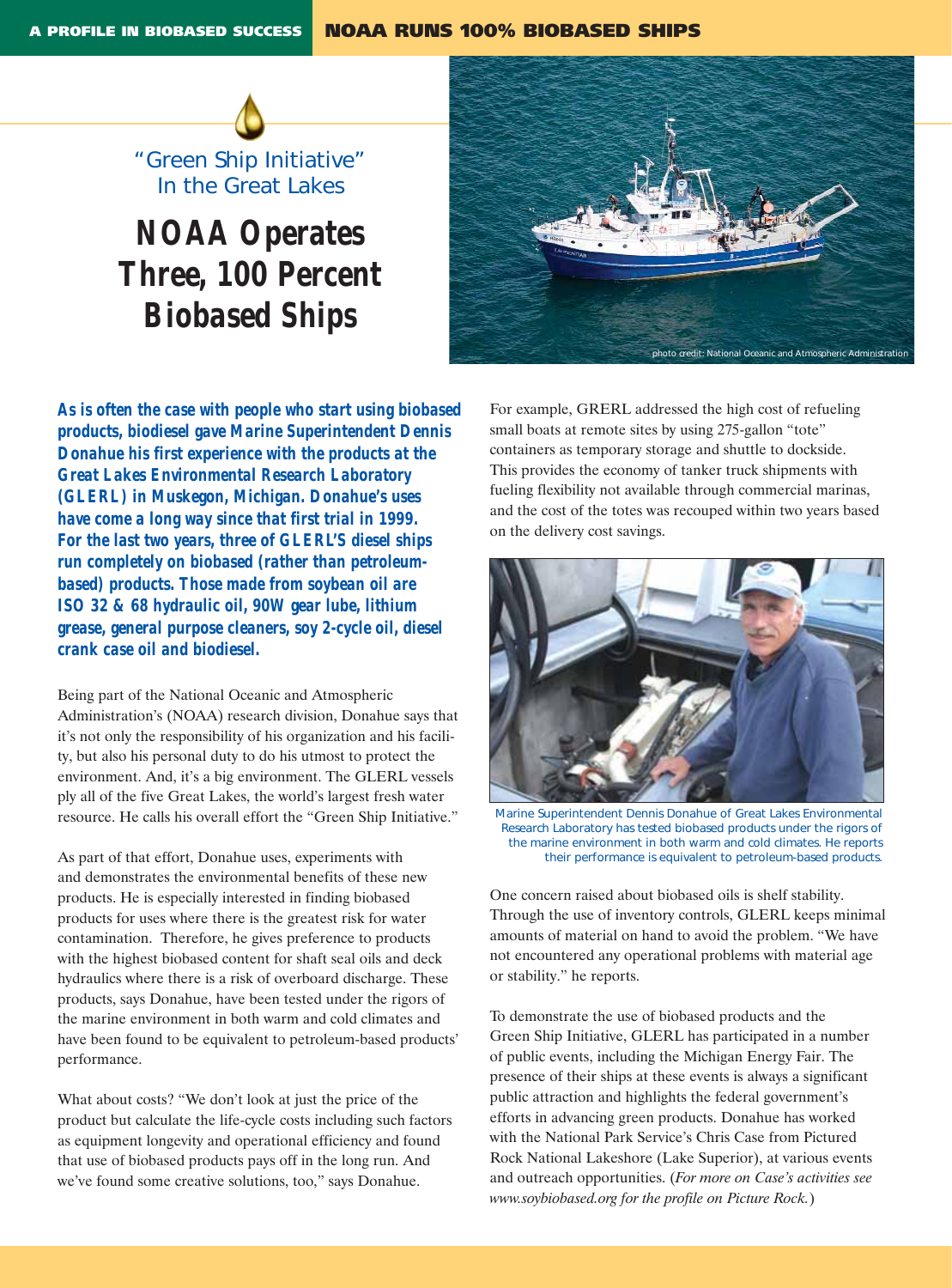"Green Ship Initiative"
In the Great Lakes

# NOAA Operates Three, 100 Percent Biobased Ships

photo credit: National Oceanic and Atmospheric Administration

***As is often the case with people who start using biobased products, biodiesel gave Marine Superintendent Dennis Donahue his first experience with the products at the Great Lakes Environmental Research Laboratory (GLERL) in Muskegon, Michigan. Donahue's uses have come a long way since that first trial in 1999. For the last two years, three of GLERL'S diesel ships run completely on biobased (rather than petroleum-based) products. Those made from soybean oil are ISO 32 & 68 hydraulic oil, 90W gear lube, lithium grease, general purpose cleaners, soy 2-cycle oil, diesel crank case oil and biodiesel.***

Being part of the National Oceanic and Atmospheric Administration's (NOAA) research division, Donahue says that it's not only the responsibility of his organization and his facility, but also his personal duty to do his utmost to protect the environment. And, it's a big environment. The GLERL vessels ply all of the five Great Lakes, the world's largest fresh water resource. He calls his overall effort the "Green Ship Initiative."

As part of that effort, Donahue uses, experiments with and demonstrates the environmental benefits of these new products. He is especially interested in finding biobased products for uses where there is the greatest risk for water contamination. Therefore, he gives preference to products with the highest biobased content for shaft seal oils and deck hydraulics where there is a risk of overboard discharge. These products, says Donahue, have been tested under the rigors of the marine environment in both warm and cold climates and have been found to be equivalent to petroleum-based products' performance.

What about costs? "We don't look at just the price of the product but calculate the life-cycle costs including such factors as equipment longevity and operational efficiency and found that use of biobased products pays off in the long run. And we've found some creative solutions, too," says Donahue.

For example, GRERL addressed the high cost of refueling small boats at remote sites by using 275-gallon "tote" containers as temporary storage and shuttle to dockside. This provides the economy of tanker truck shipments with fueling flexibility not available through commercial marinas, and the cost of the totes was recouped within two years based on the delivery cost savings.

Marine Superintendent Dennis Donahue of Great Lakes Environmental Research Laboratory has tested biobased products under the rigors of the marine environment in both warm and cold climates. He reports their performance is equivalent to petroleum-based products.

One concern raised about biobased oils is shelf stability. Through the use of inventory controls, GLERL keeps minimal amounts of material on hand to avoid the problem. "We have not encountered any operational problems with material age or stability." he reports.

To demonstrate the use of biobased products and the Green Ship Initiative, GLERL has participated in a number of public events, including the Michigan Energy Fair. The presence of their ships at these events is always a significant public attraction and highlights the federal government's efforts in advancing green products. Donahue has worked with the National Park Service's Chris Case from Pictured Rock National Lakeshore (Lake Superior), at various events and outreach opportunities. (*For more on Case's activities see www.soybiobased.org for the profile on Picture Rock.*)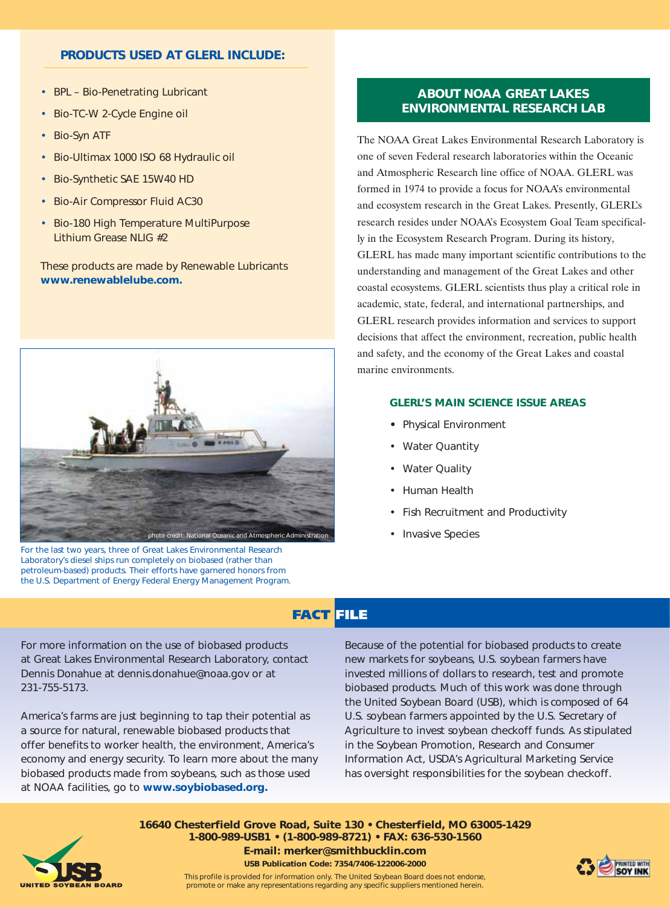## PRODUCTS USED AT GLERL INCLUDE:

- BPL – Bio-Penetrating Lubricant
- Bio-TC-W 2-Cycle Engine oil
- Bio-Syn ATF
- Bio-Ultimax 1000 ISO 68 Hydraulic oil
- Bio-Synthetic SAE 15W40 HD
- Bio-Air Compressor Fluid AC30
- Bio-180 High Temperature MultiPurpose Lithium Grease NLIG #2

These products are made by Renewable Lubricants **www.renewablelube.com.**

photo credit: National Oceanic and Atmospheric Administration

For the last two years, three of Great Lakes Environmental Research Laboratory's diesel ships run completely on biobased (rather than petroleum-based) products. Their efforts have garnered honors from the U.S. Department of Energy Federal Energy Management Program.

## ABOUT NOAA GREAT LAKES ENVIRONMENTAL RESEARCH LAB

The NOAA Great Lakes Environmental Research Laboratory is one of seven Federal research laboratories within the Oceanic and Atmospheric Research line office of NOAA. GLERL was formed in 1974 to provide a focus for NOAA's environmental and ecosystem research in the Great Lakes. Presently, GLERL's research resides under NOAA's Ecosystem Goal Team specifically in the Ecosystem Research Program. During its history, GLERL has made many important scientific contributions to the understanding and management of the Great Lakes and other coastal ecosystems. GLERL scientists thus play a critical role in academic, state, federal, and international partnerships, and GLERL research provides information and services to support decisions that affect the environment, recreation, public health and safety, and the economy of the Great Lakes and coastal marine environments.

### GLERL'S MAIN SCIENCE ISSUE AREAS

- Physical Environment
- Water Quantity
- Water Quality
- Human Health
- Fish Recruitment and Productivity
- Invasive Species

## FACT FILE

For more information on the use of biobased products at Great Lakes Environmental Research Laboratory, contact Dennis Donahue at dennis.donahue@noaa.gov or at 231-755-5173.

America's farms are just beginning to tap their potential as a source for natural, renewable biobased products that offer benefits to worker health, the environment, America's economy and energy security. To learn more about the many biobased products made from soybeans, such as those used at NOAA facilities, go to **www.soybiobased.org.**

Because of the potential for biobased products to create new markets for soybeans, U.S. soybean farmers have invested millions of dollars to research, test and promote biobased products. Much of this work was done through the United Soybean Board (USB), which is composed of 64 U.S. soybean farmers appointed by the U.S. Secretary of Agriculture to invest soybean checkoff funds. As stipulated in the Soybean Promotion, Research and Consumer Information Act, USDA's Agricultural Marketing Service has oversight responsibilities for the soybean checkoff.

USB
UNITED SOYBEAN BOARD

**16640 Chesterfield Grove Road, Suite 130 • Chesterfield, MO 63005-1429**
**1-800-989-USB1 • (1-800-989-8721) • FAX: 636-530-1560**
**E-mail: merker@smithbucklin.com**
**USB Publication Code: 7354/7406-122006-2000**

This profile is provided for information only. The United Soybean Board does not endorse, promote or make any representations regarding any specific suppliers mentioned herein.

PRINTED WITH SOY INK